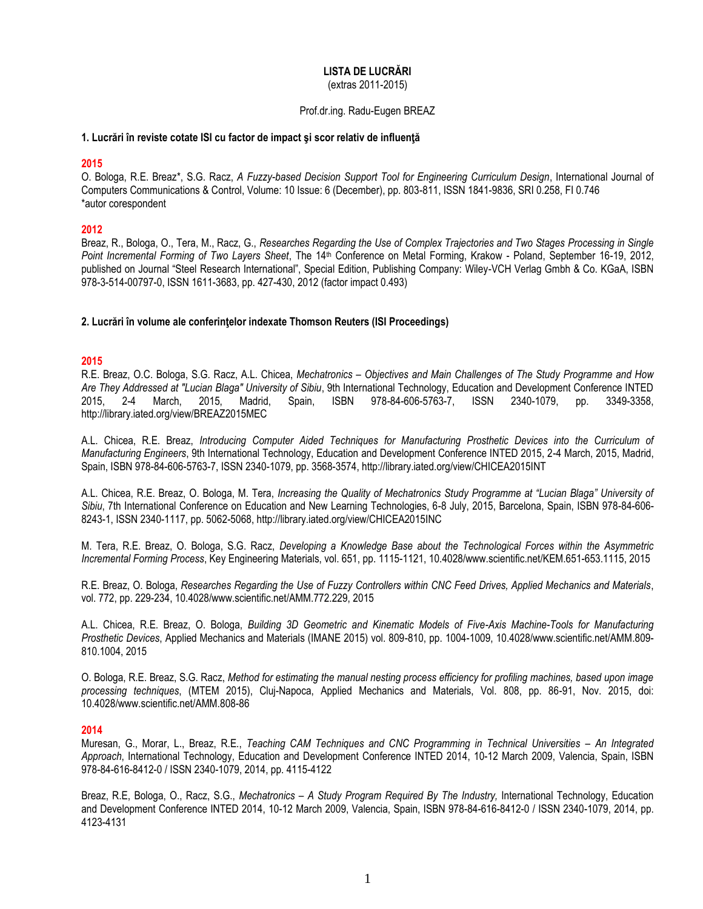# LISTA DE LUCRĂRI

(extras 2011-2015)

Prof.dr.ing. Radu-Eugen BREAZ

## 1. Lucrări în reviste cotate ISI cu factor de impact şi scor relativ de influenţă

### 2015

O. Bologa, R.E. Breaz*, S.G. Racz, *A Fuzzy-based Decision Support Tool for Engineering Curriculum Design*, International Journal of Computers Communications & Control, Volume: 10 Issue: 6 (December), pp. 803-811, ISSN 1841-9836, SRI 0.258, FI 0.746
*autor corespondent

### 2012

Breaz, R., Bologa, O., Tera, M., Racz, G., *Researches Regarding the Use of Complex Trajectories and Two Stages Processing in Single Point Incremental Forming of Two Layers Sheet*, The 14th Conference on Metal Forming, Krakow - Poland, September 16-19, 2012, published on Journal "Steel Research International", Special Edition, Publishing Company: Wiley-VCH Verlag Gmbh & Co. KGaA, ISBN 978-3-514-00797-0, ISSN 1611-3683, pp. 427-430, 2012 (factor impact 0.493)

## 2. Lucrări în volume ale conferinţelor indexate Thomson Reuters (ISI Proceedings)

### 2015

R.E. Breaz, O.C. Bologa, S.G. Racz, A.L. Chicea, *Mechatronics – Objectives and Main Challenges of The Study Programme and How Are They Addressed at "Lucian Blaga" University of Sibiu*, 9th International Technology, Education and Development Conference INTED 2015, 2-4 March, 2015, Madrid, Spain, ISBN 978-84-606-5763-7, ISSN 2340-1079, pp. 3349-3358, http://library.iated.org/view/BREAZ2015MEC

A.L. Chicea, R.E. Breaz, *Introducing Computer Aided Techniques for Manufacturing Prosthetic Devices into the Curriculum of Manufacturing Engineers*, 9th International Technology, Education and Development Conference INTED 2015, 2-4 March, 2015, Madrid, Spain, ISBN 978-84-606-5763-7, ISSN 2340-1079, pp. 3568-3574, http://library.iated.org/view/CHICEA2015INT

A.L. Chicea, R.E. Breaz, O. Bologa, M. Tera, *Increasing the Quality of Mechatronics Study Programme at "Lucian Blaga" University of Sibiu*, 7th International Conference on Education and New Learning Technologies, 6-8 July, 2015, Barcelona, Spain, ISBN 978-84-606-8243-1, ISSN 2340-1117, pp. 5062-5068, http://library.iated.org/view/CHICEA2015INC

M. Tera, R.E. Breaz, O. Bologa, S.G. Racz, *Developing a Knowledge Base about the Technological Forces within the Asymmetric Incremental Forming Process*, Key Engineering Materials, vol. 651, pp. 1115-1121, 10.4028/www.scientific.net/KEM.651-653.1115, 2015

R.E. Breaz, O. Bologa, *Researches Regarding the Use of Fuzzy Controllers within CNC Feed Drives, Applied Mechanics and Materials*, vol. 772, pp. 229-234, 10.4028/www.scientific.net/AMM.772.229, 2015

A.L. Chicea, R.E. Breaz, O. Bologa, *Building 3D Geometric and Kinematic Models of Five-Axis Machine-Tools for Manufacturing Prosthetic Devices*, Applied Mechanics and Materials (IMANE 2015) vol. 809-810, pp. 1004-1009, 10.4028/www.scientific.net/AMM.809-810.1004, 2015

O. Bologa, R.E. Breaz, S.G. Racz, *Method for estimating the manual nesting process efficiency for profiling machines, based upon image processing techniques*, (MTEM 2015), Cluj-Napoca, Applied Mechanics and Materials, Vol. 808, pp. 86-91, Nov. 2015, doi: 10.4028/www.scientific.net/AMM.808-86

### 2014

Muresan, G., Morar, L., Breaz, R.E., *Teaching CAM Techniques and CNC Programming in Technical Universities – An Integrated Approach*, International Technology, Education and Development Conference INTED 2014, 10-12 March 2009, Valencia, Spain, ISBN 978-84-616-8412-0 / ISSN 2340-1079, 2014, pp. 4115-4122

Breaz, R.E, Bologa, O., Racz, S.G., *Mechatronics – A Study Program Required By The Industry,* International Technology, Education and Development Conference INTED 2014, 10-12 March 2009, Valencia, Spain, ISBN 978-84-616-8412-0 / ISSN 2340-1079, 2014, pp. 4123-4131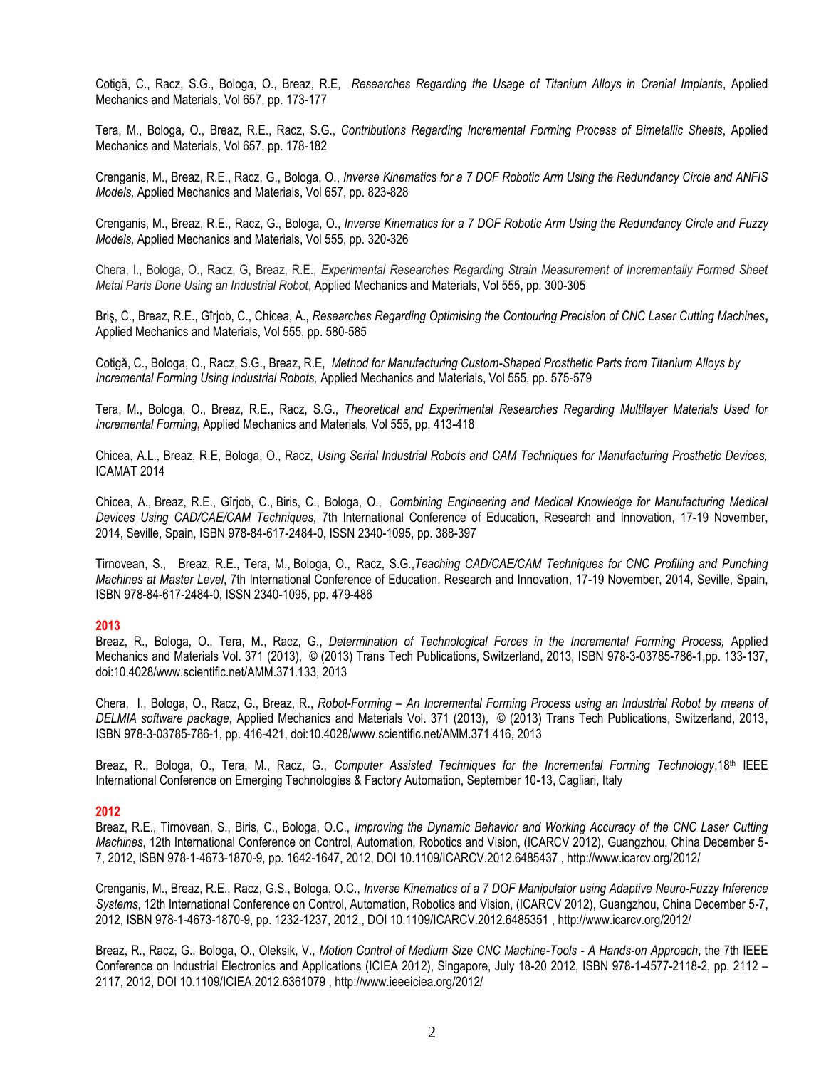Cotigă, C., Racz, S.G., Bologa, O., Breaz, R.E, *Researches Regarding the Usage of Titanium Alloys in Cranial Implants*, Applied Mechanics and Materials, Vol 657, pp. 173-177

Tera, M., Bologa, O., Breaz, R.E., Racz, S.G., *Contributions Regarding Incremental Forming Process of Bimetallic Sheets*, Applied Mechanics and Materials, Vol 657, pp. 178-182

Crenganis, M., Breaz, R.E., Racz, G., Bologa, O., *Inverse Kinematics for a 7 DOF Robotic Arm Using the Redundancy Circle and ANFIS Models,* Applied Mechanics and Materials, Vol 657, pp. 823-828

Crenganis, M., Breaz, R.E., Racz, G., Bologa, O., *Inverse Kinematics for a 7 DOF Robotic Arm Using the Redundancy Circle and Fuzzy Models,* Applied Mechanics and Materials, Vol 555, pp. 320-326

Chera, I., Bologa, O., Racz, G, Breaz, R.E., *Experimental Researches Regarding Strain Measurement of Incrementally Formed Sheet Metal Parts Done Using an Industrial Robot*, Applied Mechanics and Materials, Vol 555, pp. 300-305

Briş, C., Breaz, R.E., Gîrjob, C., Chicea, A., *Researches Regarding Optimising the Contouring Precision of CNC Laser Cutting Machines***,** Applied Mechanics and Materials, Vol 555, pp. 580-585

Cotigă, C., Bologa, O., Racz, S.G., Breaz, R.E, *Method for Manufacturing Custom-Shaped Prosthetic Parts from Titanium Alloys by Incremental Forming Using Industrial Robots,* Applied Mechanics and Materials, Vol 555, pp. 575-579

Tera, M., Bologa, O., Breaz, R.E., Racz, S.G., *Theoretical and Experimental Researches Regarding Multilayer Materials Used for Incremental Forming*, Applied Mechanics and Materials, Vol 555, pp. 413-418

Chicea, A.L., Breaz, R.E, Bologa, O., Racz, *Using Serial Industrial Robots and CAM Techniques for Manufacturing Prosthetic Devices,* ICAMAT 2014

Chicea, A., Breaz, R.E., Gîrjob, C., Biris, C., Bologa, O., *Combining Engineering and Medical Knowledge for Manufacturing Medical Devices Using CAD/CAE/CAM Techniques,* 7th International Conference of Education, Research and Innovation, 17-19 November, 2014, Seville, Spain, ISBN 978-84-617-2484-0, ISSN 2340-1095, pp. 388-397

Tirnovean, S., Breaz, R.E., Tera, M., Bologa, O., Racz, S.G.,*Teaching CAD/CAE/CAM Techniques for CNC Profiling and Punching Machines at Master Level*, 7th International Conference of Education, Research and Innovation, 17-19 November, 2014, Seville, Spain, ISBN 978-84-617-2484-0, ISSN 2340-1095, pp. 479-486

**2013**

Breaz, R., Bologa, O., Tera, M., Racz, G., *Determination of Technological Forces in the Incremental Forming Process,* Applied Mechanics and Materials Vol. 371 (2013), © (2013) Trans Tech Publications, Switzerland, 2013, ISBN 978-3-03785-786-1,pp. 133-137, doi:10.4028/www.scientific.net/AMM.371.133, 2013

Chera, I., Bologa, O., Racz, G., Breaz, R., *Robot-Forming – An Incremental Forming Process using an Industrial Robot by means of DELMIA software package*, Applied Mechanics and Materials Vol. 371 (2013), © (2013) Trans Tech Publications, Switzerland, 2013, ISBN 978-3-03785-786-1, pp. 416-421, doi:10.4028/www.scientific.net/AMM.371.416, 2013

Breaz, R., Bologa, O., Tera, M., Racz, G., *Computer Assisted Techniques for the Incremental Forming Technology*,18th IEEE International Conference on Emerging Technologies & Factory Automation, September 10-13, Cagliari, Italy

**2012**

Breaz, R.E., Tirnovean, S., Biris, C., Bologa, O.C., *Improving the Dynamic Behavior and Working Accuracy of the CNC Laser Cutting Machines*, 12th International Conference on Control, Automation, Robotics and Vision, (ICARCV 2012), Guangzhou, China December 5-7, 2012, ISBN 978-1-4673-1870-9, pp. 1642-1647, 2012, DOI 10.1109/ICARCV.2012.6485437 , http://www.icarcv.org/2012/

Crenganis, M., Breaz, R.E., Racz, G.S., Bologa, O.C., *Inverse Kinematics of a 7 DOF Manipulator using Adaptive Neuro-Fuzzy Inference Systems*, 12th International Conference on Control, Automation, Robotics and Vision, (ICARCV 2012), Guangzhou, China December 5-7, 2012, ISBN 978-1-4673-1870-9, pp. 1232-1237, 2012,, DOI 10.1109/ICARCV.2012.6485351 , http://www.icarcv.org/2012/

Breaz, R., Racz, G., Bologa, O., Oleksik, V., *Motion Control of Medium Size CNC Machine-Tools - A Hands-on Approach***,** the 7th IEEE Conference on Industrial Electronics and Applications (ICIEA 2012), Singapore, July 18-20 2012, ISBN 978-1-4577-2118-2, pp. 2112 – 2117, 2012, DOI 10.1109/ICIEA.2012.6361079 , http://www.ieeeiciea.org/2012/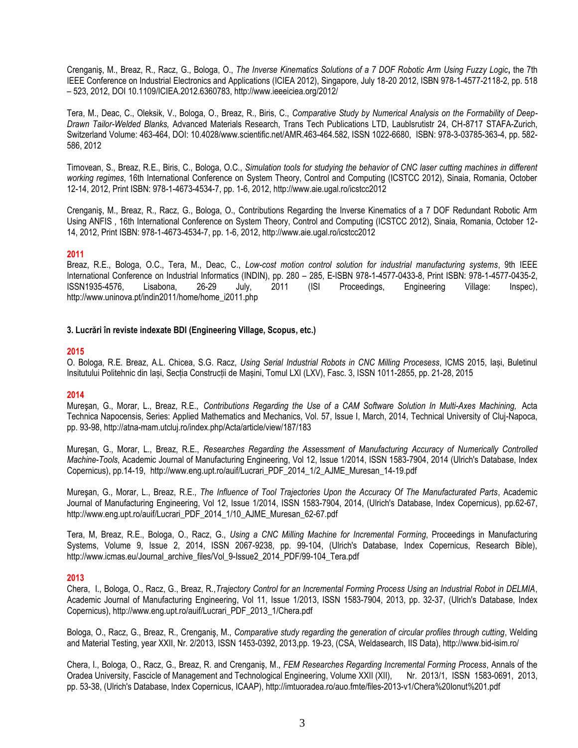Crenganiş, M., Breaz, R., Racz, G., Bologa, O., *The Inverse Kinematics Solutions of a 7 DOF Robotic Arm Using Fuzzy Logic***,** the 7th IEEE Conference on Industrial Electronics and Applications (ICIEA 2012), Singapore, July 18-20 2012, ISBN 978-1-4577-2118-2, pp. 518 – 523, 2012, DOI 10.1109/ICIEA.2012.6360783, http://www.ieeeiciea.org/2012/

Tera, M., Deac, C., Oleksik, V., Bologa, O., Breaz, R., Biris, C., *Comparative Study by Numerical Analysis on the Formability of Deep-Drawn Tailor-Welded Blanks,* Advanced Materials Research, Trans Tech Publications LTD, Laublsrutistr 24, CH-8717 STAFA-Zurich, Switzerland Volume: 463-464, DOI: 10.4028/www.scientific.net/AMR.463-464.582, ISSN 1022-6680, ISBN: 978-3-03785-363-4, pp. 582-586, 2012

Tirnovean, S., Breaz, R.E., Biris, C., Bologa, O.C., *Simulation tools for studying the behavior of CNC laser cutting machines in different working regimes*, 16th International Conference on System Theory, Control and Computing (ICSTCC 2012), Sinaia, Romania, October 12-14, 2012, Print ISBN: 978-1-4673-4534-7, pp. 1-6, 2012, http://www.aie.ugal.ro/icstcc2012

Crenganiş, M., Breaz, R., Racz, G., Bologa, O., Contributions Regarding the Inverse Kinematics of a 7 DOF Redundant Robotic Arm Using ANFIS , 16th International Conference on System Theory, Control and Computing (ICSTCC 2012), Sinaia, Romania, October 12-14, 2012, Print ISBN: 978-1-4673-4534-7, pp. 1-6, 2012, http://www.aie.ugal.ro/icstcc2012

**2011**

Breaz, R.E., Bologa, O.C., Tera, M., Deac, C., *Low-cost motion control solution for industrial manufacturing systems*, 9th IEEE International Conference on Industrial Informatics (INDIN), pp. 280 – 285, E-ISBN 978-1-4577-0433-8, Print ISBN: 978-1-4577-0435-2, ISSN1935-4576, Lisabona, 26-29 July, 2011 (ISI Proceedings, Engineering Village: Inspec), http://www.uninova.pt/indin2011/home/home_i2011.php

**3. Lucrări în reviste indexate BDI (Engineering Village, Scopus, etc.)**

**2015**

O. Bologa, R.E. Breaz, A.L. Chicea, S.G. Racz, *Using Serial Industrial Robots in CNC Milling Processess*, ICMS 2015, Iași, Buletinul Insitutului Politehnic din Iași, Secția Construcții de Mașini, Tomul LXI (LXV), Fasc. 3, ISSN 1011-2855, pp. 21-28, 2015

**2014**

Mureşan, G., Morar, L., Breaz, R.E., *Contributions Regarding the Use of a CAM Software Solution In Multi-Axes Machining,* Acta Technica Napocensis, Series: Applied Mathematics and Mechanics, Vol. 57, Issue I, March, 2014, Technical University of Cluj-Napoca, pp. 93-98, http://atna-mam.utcluj.ro/index.php/Acta/article/view/187/183

Mureşan, G., Morar, L., Breaz, R.E., *Researches Regarding the Assessment of Manufacturing Accuracy of Numerically Controlled Machine-Tools*, Academic Journal of Manufacturing Engineering, Vol 12, Issue 1/2014, ISSN 1583-7904, 2014 (Ulrich's Database, Index Copernicus), pp.14-19, http://www.eng.upt.ro/auif/Lucrari_PDF_2014_1/2_AJME_Muresan_14-19.pdf

Mureşan, G., Morar, L., Breaz, R.E., *The Influence of Tool Trajectories Upon the Accuracy Of The Manufacturated Parts*, Academic Journal of Manufacturing Engineering, Vol 12, Issue 1/2014, ISSN 1583-7904, 2014, (Ulrich's Database, Index Copernicus), pp.62-67, http://www.eng.upt.ro/auif/Lucrari_PDF_2014_1/10_AJME_Muresan_62-67.pdf

Tera, M, Breaz, R.E., Bologa, O., Racz, G., *Using a CNC Milling Machine for Incremental Forming*, Proceedings in Manufacturing Systems, Volume 9, Issue 2, 2014, ISSN 2067-9238, pp. 99-104, (Ulrich's Database, Index Copernicus, Research Bible), http://www.icmas.eu/Journal_archive_files/Vol_9-Issue2_2014_PDF/99-104_Tera.pdf

**2013**

Chera, I., Bologa, O., Racz, G., Breaz, R.,*Trajectory Control for an Incremental Forming Process Using an Industrial Robot in DELMIA*, Academic Journal of Manufacturing Engineering, Vol 11, Issue 1/2013, ISSN 1583-7904, 2013, pp. 32-37, (Ulrich's Database, Index Copernicus), http://www.eng.upt.ro/auif/Lucrari_PDF_2013_1/Chera.pdf

Bologa, O., Racz, G., Breaz, R., Crenganiş, M., *Comparative study regarding the generation of circular profiles through cutting*, Welding and Material Testing, year XXII, Nr. 2/2013, ISSN 1453-0392, 2013,pp. 19-23, (CSA, Weldasearch, IIS Data), http://www.bid-isim.ro/

Chera, I., Bologa, O., Racz, G., Breaz, R. and Crenganiş, M., *FEM Researches Regarding Incremental Forming Process*, Annals of the Oradea University, Fascicle of Management and Technological Engineering, Volume XXII (XII), Nr. 2013/1, ISSN 1583-0691, 2013, pp. 53-38, (Ulrich's Database, Index Copernicus, ICAAP), http://imtuoradea.ro/auo.fmte/files-2013-v1/Chera%20Ionut%201.pdf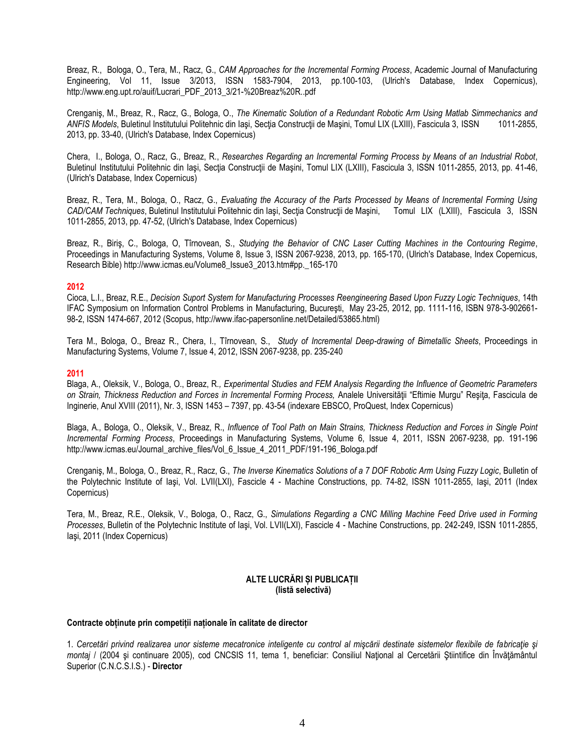Breaz, R., Bologa, O., Tera, M., Racz, G., *CAM Approaches for the Incremental Forming Process*, Academic Journal of Manufacturing Engineering, Vol 11, Issue 3/2013, ISSN 1583-7904, 2013, pp.100-103, (Ulrich's Database, Index Copernicus), http://www.eng.upt.ro/auif/Lucrari_PDF_2013_3/21-%20Breaz%20R..pdf

Crenganiş, M., Breaz, R., Racz, G., Bologa, O., *The Kinematic Solution of a Redundant Robotic Arm Using Matlab Simmechanics and ANFIS Models*, Buletinul Institutului Politehnic din Iaşi, Secţia Construcţii de Maşini, Tomul LIX (LXIII), Fascicula 3, ISSN 1011-2855, 2013, pp. 33-40, (Ulrich's Database, Index Copernicus)

Chera, I., Bologa, O., Racz, G., Breaz, R., *Researches Regarding an Incremental Forming Process by Means of an Industrial Robot*, Buletinul Institutului Politehnic din Iaşi, Secţia Construcţii de Maşini, Tomul LIX (LXIII), Fascicula 3, ISSN 1011-2855, 2013, pp. 41-46, (Ulrich's Database, Index Copernicus)

Breaz, R., Tera, M., Bologa, O., Racz, G., *Evaluating the Accuracy of the Parts Processed by Means of Incremental Forming Using CAD/CAM Techniques*, Buletinul Institutului Politehnic din Iaşi, Secţia Construcţii de Maşini, Tomul LIX (LXIII), Fascicula 3, ISSN 1011-2855, 2013, pp. 47-52, (Ulrich's Database, Index Copernicus)

Breaz, R., Biriş, C., Bologa, O, Tîrnovean, S., *Studying the Behavior of CNC Laser Cutting Machines in the Contouring Regime*, Proceedings in Manufacturing Systems, Volume 8, Issue 3, ISSN 2067-9238, 2013, pp. 165-170, (Ulrich's Database, Index Copernicus, Research Bible) http://www.icmas.eu/Volume8_Issue3_2013.htm#pp._165-170

**2012**

Cioca, L.I., Breaz, R.E., *Decision Suport System for Manufacturing Processes Reengineering Based Upon Fuzzy Logic Techniques*, 14th IFAC Symposium on Information Control Problems in Manufacturing, Bucureşti, May 23-25, 2012, pp. 1111-116, ISBN 978-3-902661-98-2, ISSN 1474-667, 2012 (Scopus, http://www.ifac-papersonline.net/Detailed/53865.html)

Tera M., Bologa, O., Breaz R., Chera, I., Tîrnovean, S., *Study of Incremental Deep-drawing of Bimetallic Sheets*, Proceedings in Manufacturing Systems, Volume 7, Issue 4, 2012, ISSN 2067-9238, pp. 235-240

**2011**

Blaga, A., Oleksik, V., Bologa, O., Breaz, R.*, Experimental Studies and FEM Analysis Regarding the Influence of Geometric Parameters on Strain, Thickness Reduction and Forces in Incremental Forming Process,* Analele Universităţii "Eftimie Murgu" Reşiţa, Fascicula de Inginerie, Anul XVIII (2011), Nr. 3, ISSN 1453 – 7397, pp. 43-54 (indexare EBSCO, ProQuest, Index Copernicus)

Blaga, A., Bologa, O., Oleksik, V., Breaz, R., *Influence of Tool Path on Main Strains, Thickness Reduction and Forces in Single Point Incremental Forming Process*, Proceedings in Manufacturing Systems, Volume 6, Issue 4, 2011, ISSN 2067-9238, pp. 191-196 http://www.icmas.eu/Journal_archive_files/Vol_6_Issue_4_2011_PDF/191-196_Bologa.pdf

Crenganiş, M., Bologa, O., Breaz, R., Racz, G., *The Inverse Kinematics Solutions of a 7 DOF Robotic Arm Using Fuzzy Logic*, Bulletin of the Polytechnic Institute of Iaşi, Vol. LVII(LXI), Fascicle 4 - Machine Constructions, pp. 74-82, ISSN 1011-2855, Iaşi, 2011 (Index Copernicus)

Tera, M., Breaz, R.E., Oleksik, V., Bologa, O., Racz, G., *Simulations Regarding a CNC Milling Machine Feed Drive used in Forming Processes*, Bulletin of the Polytechnic Institute of Iaşi, Vol. LVII(LXI), Fascicle 4 - Machine Constructions, pp. 242-249, ISSN 1011-2855, Iaşi, 2011 (Index Copernicus)

## ALTE LUCRĂRI ȘI PUBLICAȚII
**(listă selectivă)**

**Contracte obținute prin competiții naționale în calitate de director**

1. *Cercetări privind realizarea unor sisteme mecatronice inteligente cu control al mişcării destinate sistemelor flexibile de fabricaţie şi montaj* / (2004 şi continuare 2005), cod CNCSIS 11, tema 1, beneficiar: Consiliul Naţional al Cercetării Ştiintifice din Învăţământul Superior (C.N.C.S.I.S.) - **Director**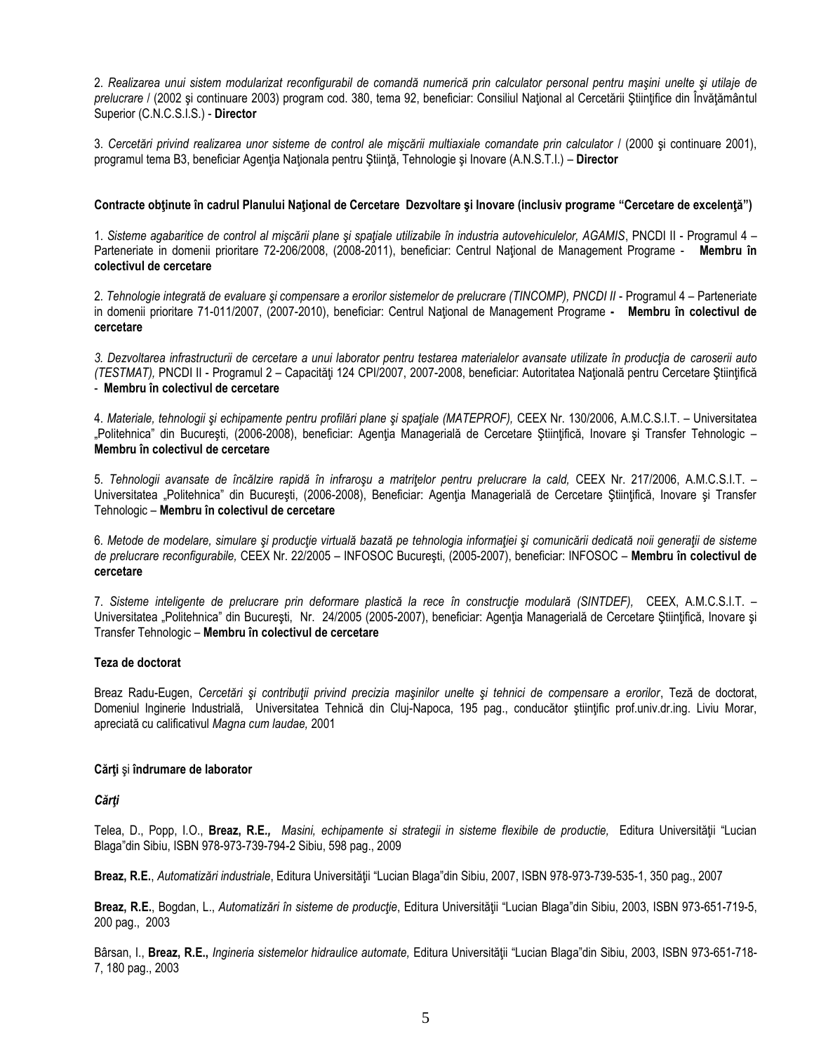2. *Realizarea unui sistem modularizat reconfigurabil de comandă numerică prin calculator personal pentru maşini unelte şi utilaje de prelucrare* / (2002 şi continuare 2003) program cod. 380, tema 92, beneficiar: Consiliul Naţional al Cercetării Ştiinţifice din Învăţământul Superior (C.N.C.S.I.S.) - **Director**

3. *Cercetări privind realizarea unor sisteme de control ale mişcării multiaxiale comandate prin calculator* / (2000 şi continuare 2001), programul tema B3, beneficiar Agenţia Naţionala pentru Ştiinţă, Tehnologie şi Inovare (A.N.S.T.I.) – **Director**

**Contracte obţinute în cadrul Planului Naţional de Cercetare Dezvoltare şi Inovare (inclusiv programe "Cercetare de excelenţă")**

1. *Sisteme agabaritice de control al mişcării plane şi spaţiale utilizabile în industria autovehiculelor, AGAMIS*, PNCDI II - Programul 4 – Parteneriate in domenii prioritare 72-206/2008, (2008-2011), beneficiar: Centrul Naţional de Management Programe - **Membru în colectivul de cercetare**

2. *Tehnologie integrată de evaluare şi compensare a erorilor sistemelor de prelucrare (TINCOMP), PNCDI II* - Programul 4 – Parteneriate in domenii prioritare 71-011/2007, (2007-2010), beneficiar: Centrul Naţional de Management Programe **- Membru în colectivul de cercetare**

*3. Dezvoltarea infrastructurii de cercetare a unui laborator pentru testarea materialelor avansate utilizate în producţia de caroserii auto (TESTMAT),* PNCDI II - Programul 2 – Capacităţi 124 CPI/2007, 2007-2008, beneficiar: Autoritatea Naţională pentru Cercetare Ştiinţifică - **Membru în colectivul de cercetare**

4. *Materiale, tehnologii şi echipamente pentru profilări plane şi spaţiale (MATEPROF),* CEEX Nr. 130/2006, A.M.C.S.I.T. – Universitatea „Politehnica" din Bucureşti, (2006-2008), beneficiar: Agenţia Managerială de Cercetare Ştiinţifică, Inovare şi Transfer Tehnologic – **Membru în colectivul de cercetare**

5. *Tehnologii avansate de încălzire rapidă în infraroşu a matriţelor pentru prelucrare la cald,* CEEX Nr. 217/2006, A.M.C.S.I.T. – Universitatea „Politehnica" din Bucureşti, (2006-2008), Beneficiar: Agenţia Managerială de Cercetare Ştiinţifică, Inovare şi Transfer Tehnologic – **Membru în colectivul de cercetare**

6. *Metode de modelare, simulare şi producţie virtuală bazată pe tehnologia informaţiei şi comunicării dedicată noii generaţii de sisteme de prelucrare reconfigurabile,* CEEX Nr. 22/2005 – INFOSOC Bucureşti, (2005-2007), beneficiar: INFOSOC – **Membru în colectivul de cercetare**

7. *Sisteme inteligente de prelucrare prin deformare plastică la rece în construcţie modulară (SINTDEF),* CEEX, A.M.C.S.I.T. – Universitatea „Politehnica" din Bucureşti, Nr. 24/2005 (2005-2007), beneficiar: Agenţia Managerială de Cercetare Ştiinţifică, Inovare şi Transfer Tehnologic – **Membru în colectivul de cercetare**

**Teza de doctorat**

Breaz Radu-Eugen, *Cercetări şi contribuţii privind precizia maşinilor unelte şi tehnici de compensare a erorilor*, Teză de doctorat, Domeniul Inginerie Industrială, Universitatea Tehnică din Cluj-Napoca, 195 pag., conducător ştiinţific prof.univ.dr.ing. Liviu Morar, apreciată cu calificativul *Magna cum laudae,* 2001

**Cărţi** şi **îndrumare de laborator**

***Cărţi***

Telea, D., Popp, I.O., **Breaz, R.E.,** *Masini, echipamente si strategii in sisteme flexibile de productie,* Editura Universităţii "Lucian Blaga"din Sibiu, ISBN 978-973-739-794-2 Sibiu, 598 pag., 2009

**Breaz, R.E.**, *Automatizări industriale*, Editura Universităţii "Lucian Blaga"din Sibiu, 2007, ISBN 978-973-739-535-1, 350 pag., 2007

**Breaz, R.E.**, Bogdan, L., *Automatizări în sisteme de producţie*, Editura Universităţii "Lucian Blaga"din Sibiu, 2003, ISBN 973-651-719-5, 200 pag., 2003

Bârsan, I., **Breaz, R.E.,** *Ingineria sistemelor hidraulice automate,* Editura Universităţii "Lucian Blaga"din Sibiu, 2003, ISBN 973-651-718-7, 180 pag., 2003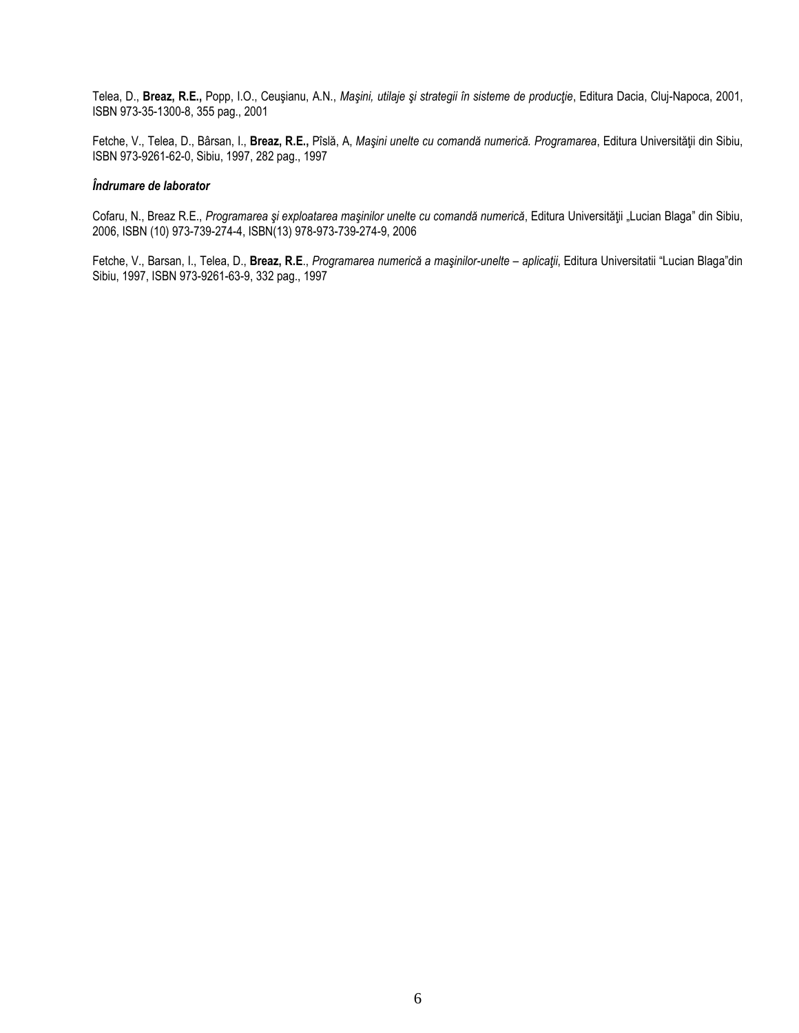Telea, D., **Breaz, R.E.,** Popp, I.O., Ceuşianu, A.N., *Maşini, utilaje şi strategii în sisteme de producţie*, Editura Dacia, Cluj-Napoca, 2001, ISBN 973-35-1300-8, 355 pag., 2001

Fetche, V., Telea, D., Bârsan, I., **Breaz, R.E.,** Pîslă, A, *Maşini unelte cu comandă numerică. Programarea*, Editura Universităţii din Sibiu, ISBN 973-9261-62-0, Sibiu, 1997, 282 pag., 1997

***Îndrumare de laborator***

Cofaru, N., Breaz R.E., *Programarea şi exploatarea maşinilor unelte cu comandă numerică*, Editura Universităţii „Lucian Blaga" din Sibiu, 2006, ISBN (10) 973-739-274-4, ISBN(13) 978-973-739-274-9, 2006

Fetche, V., Barsan, I., Telea, D., **Breaz, R.E.**, *Programarea numerică a maşinilor-unelte – aplicaţii*, Editura Universitatii "Lucian Blaga"din Sibiu, 1997, ISBN 973-9261-63-9, 332 pag., 1997